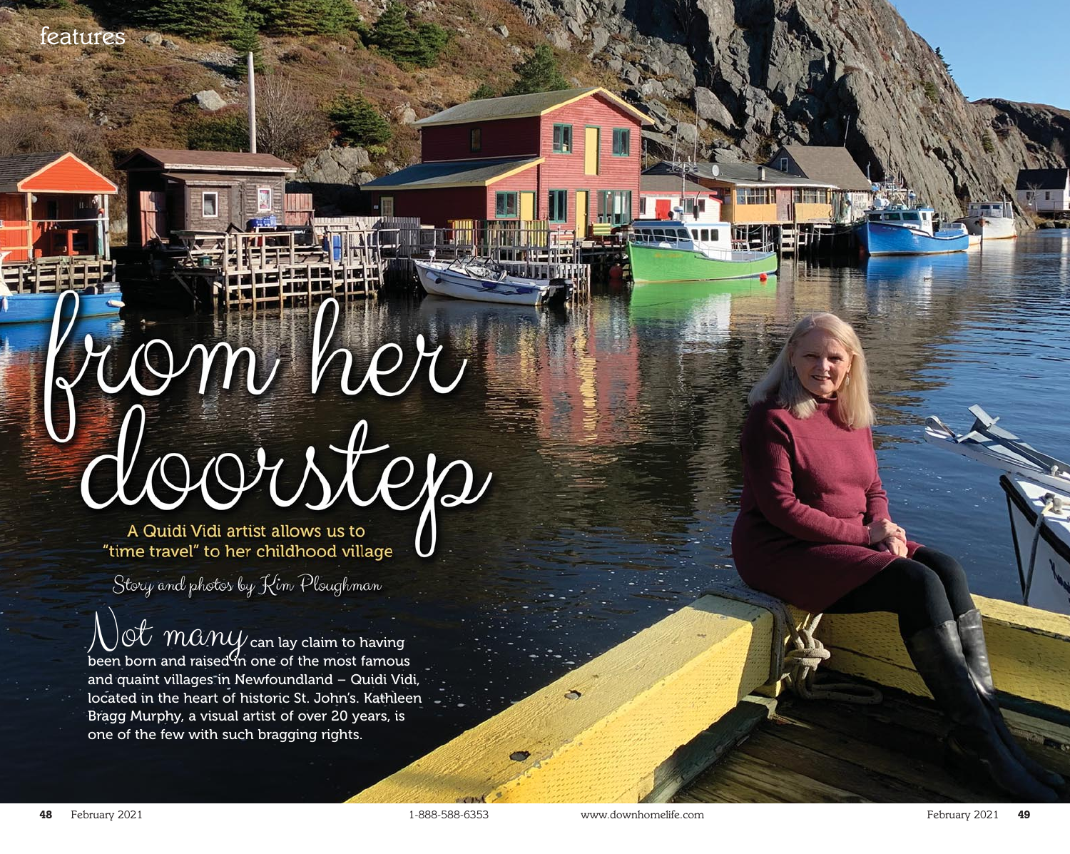# from her doorstep

## A Quidi Vidi artist allows us to "time travel" to her childhood village

*Story and photos by Kim Ploughman*

Not many can lay claim to having been born and raised in one of the most famous and quaint villages in Newfoundland – Quidi Vidi, located in the heart of historic St. John's. Kathleen Bragg Murphy, a visual artist of over 20 years, is one of the few with such bragging rights.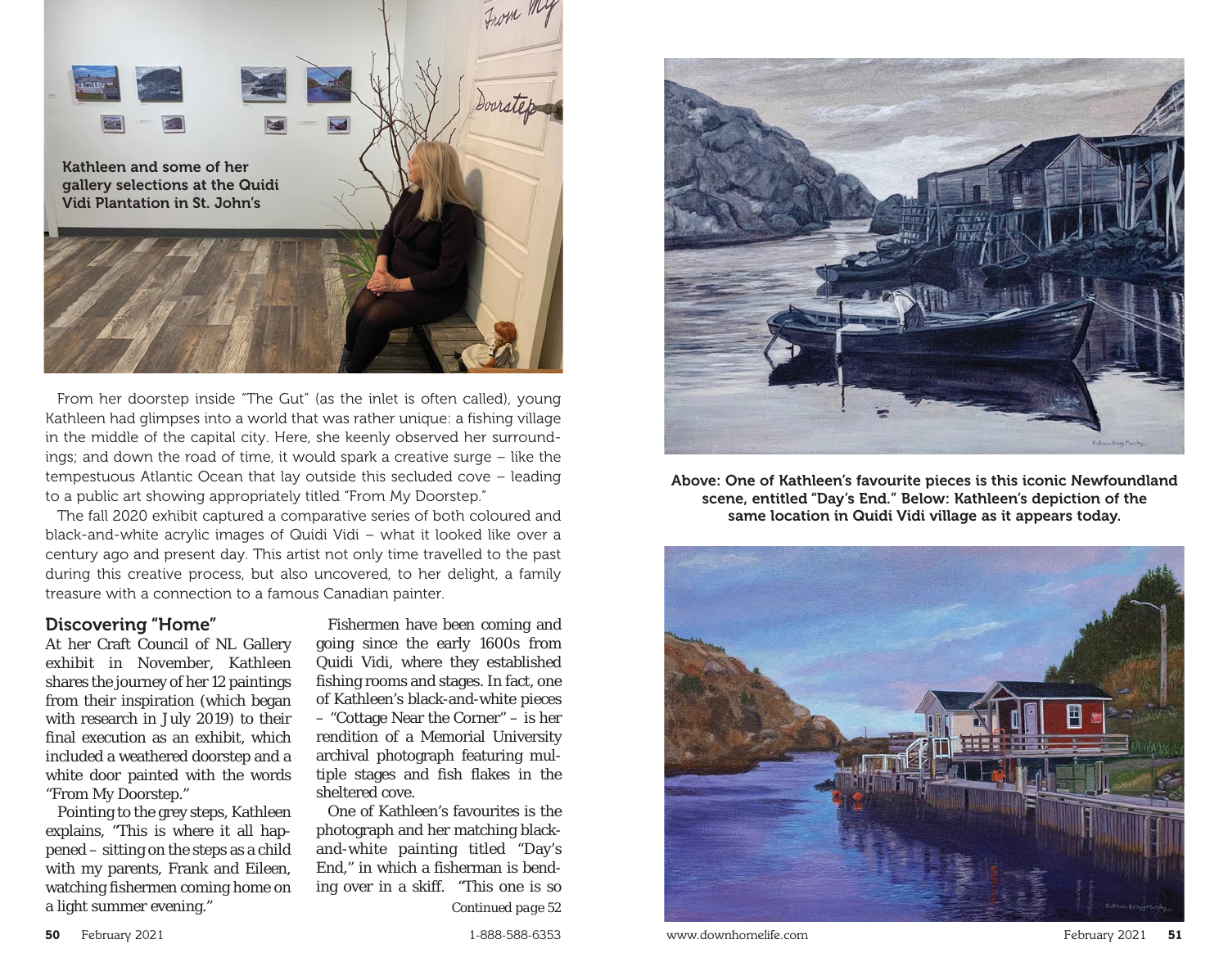Kathleen and some of her gallery selections at the Quidi Vidi Plantation in St. John's

From her doorstep inside "The Gut" (as the inlet is often called), young Kathleen had glimpses into a world that was rather unique: a fishing village in the middle of the capital city. Here, she keenly observed her surroundings; and down the road of time, it would spark a creative surge – like the tempestuous Atlantic Ocean that lay outside this secluded cove – leading to a public art showing appropriately titled "From My Doorstep."

The fall 2020 exhibit captured a comparative series of both coloured and black-and-white acrylic images of Quidi Vidi – what it looked like over a century ago and present day. This artist not only time travelled to the past during this creative process, but also uncovered, to her delight, a family treasure with a connection to a famous Canadian painter.

## Discovering "Home"

At her Craft Council of NL Gallery exhibit in November, Kathleen shares the journey of her 12 paintings from their inspiration (which began with research in July 2019) to their final execution as an exhibit, which included a weathered doorstep and a white door painted with the words "From My Doorstep."

Pointing to the grey steps, Kathleen explains, "This is where it all happened – sitting on the steps as a child with my parents, Frank and Eileen, watching fishermen coming home on a light summer evening."

Fishermen have been coming and going since the early 1600s from Quidi Vidi, where they established fishing rooms and stages. In fact, one of Kathleen's black-and-white pieces – "Cottage Near the Corner" – is her rendition of a Memorial University archival photograph featuring multiple stages and fish flakes in the sheltered cove.

One of Kathleen's favourites is the photograph and her matching black-and-white painting titled "Day's End," in which a fisherman is bending over in a skiff. "This one is so

*Continued page 52*

Above: One of Kathleen's favourite pieces is this iconic Newfoundland scene, entitled "Day's End." Below: Kathleen's depiction of the same location in Quidi Vidi village as it appears today.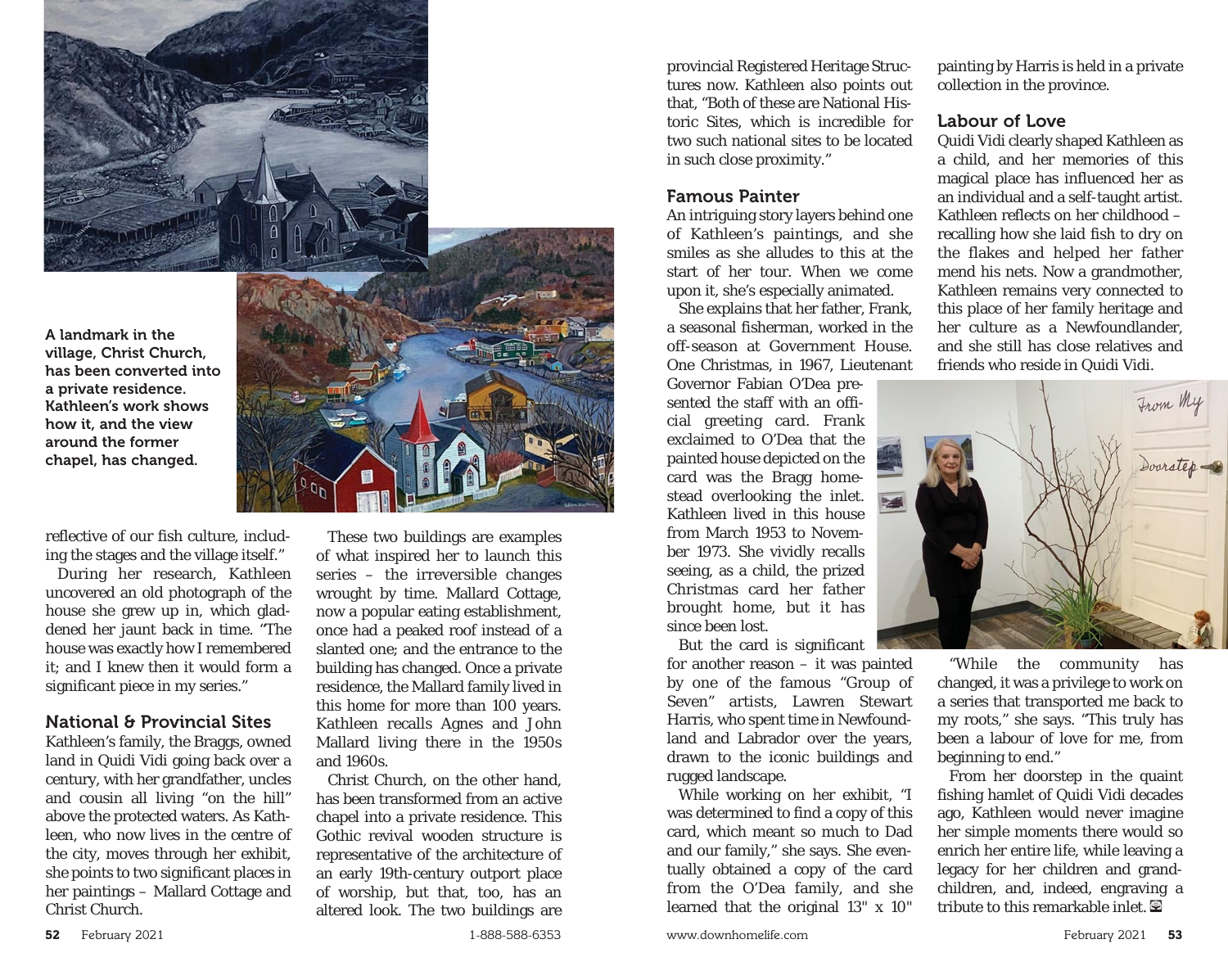A landmark in the village, Christ Church, has been converted into a private residence. Kathleen's work shows how it, and the view around the former chapel, has changed.

reflective of our fish culture, including the stages and the village itself."

During her research, Kathleen uncovered an old photograph of the house she grew up in, which gladdened her jaunt back in time. "The house was exactly how I remembered it; and I knew then it would form a significant piece in my series."

## National & Provincial Sites

Kathleen's family, the Braggs, owned land in Quidi Vidi going back over a century, with her grandfather, uncles and cousin all living "on the hill" above the protected waters. As Kathleen, who now lives in the centre of the city, moves through her exhibit, she points to two significant places in her paintings – Mallard Cottage and Christ Church.

These two buildings are examples of what inspired her to launch this series – the irreversible changes wrought by time. Mallard Cottage, now a popular eating establishment, once had a peaked roof instead of a slanted one; and the entrance to the building has changed. Once a private residence, the Mallard family lived in this home for more than 100 years. Kathleen recalls Agnes and John Mallard living there in the 1950s and 1960s.

Christ Church, on the other hand, has been transformed from an active chapel into a private residence. This Gothic revival wooden structure is representative of the architecture of an early 19th-century outport place of worship, but that, too, has an altered look. The two buildings are provincial Registered Heritage Structures now. Kathleen also points out that, "Both of these are National Historic Sites, which is incredible for two such national sites to be located in such close proximity."

## Famous Painter

An intriguing story layers behind one of Kathleen's paintings, and she smiles as she alludes to this at the start of her tour. When we come upon it, she's especially animated.

She explains that her father, Frank, a seasonal fisherman, worked in the off-season at Government House. One Christmas, in 1967, Lieutenant Governor Fabian O'Dea presented the staff with an official greeting card. Frank exclaimed to O'Dea that the painted house depicted on the card was the Bragg homestead overlooking the inlet. Kathleen lived in this house from March 1953 to November 1973. She vividly recalls seeing, as a child, the prized Christmas card her father brought home, but it has since been lost.

But the card is significant for another reason – it was painted by one of the famous "Group of Seven" artists, Lawren Stewart Harris, who spent time in Newfoundland and Labrador over the years, drawn to the iconic buildings and rugged landscape.

While working on her exhibit, "I was determined to find a copy of this card, which meant so much to Dad and our family," she says. She eventually obtained a copy of the card from the O'Dea family, and she learned that the original 13" x 10" painting by Harris is held in a private collection in the province.

## Labour of Love

Quidi Vidi clearly shaped Kathleen as a child, and her memories of this magical place has influenced her as an individual and a self-taught artist. Kathleen reflects on her childhood – recalling how she laid fish to dry on the flakes and helped her father mend his nets. Now a grandmother, Kathleen remains very connected to this place of her family heritage and her culture as a Newfoundlander, and she still has close relatives and friends who reside in Quidi Vidi.

"While the community has changed, it was a privilege to work on a series that transported me back to my roots," she says. "This truly has been a labour of love for me, from beginning to end."

From her doorstep in the quaint fishing hamlet of Quidi Vidi decades ago, Kathleen would never imagine her simple moments there would so enrich her entire life, while leaving a legacy for her children and grandchildren, and, indeed, engraving a tribute to this remarkable inlet.